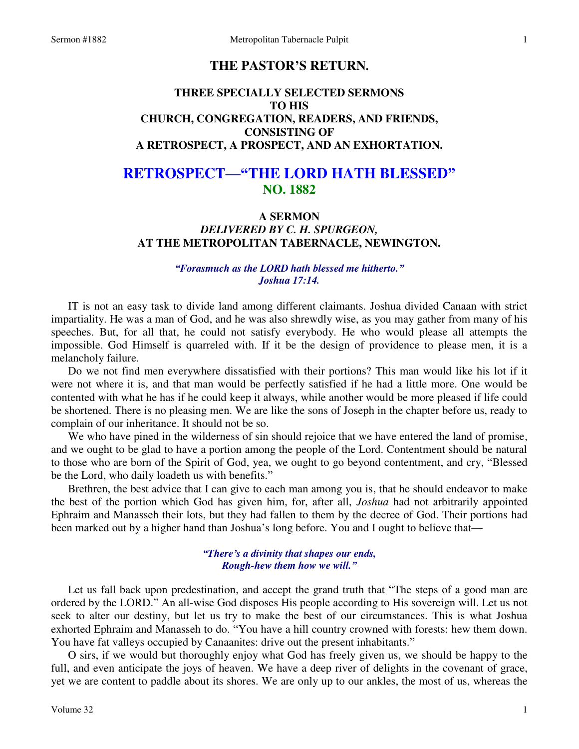# THE PASTOR'S RETURN.

## THREE SPECIALLY SELECTED SERMONS TO HIS CHURCH, CONGREGATION, READERS, AND FRIENDS, CONSISTING OF A RETROSPECT, A PROSPECT, AND AN EXHORTATION.

# RETROSPECT—"THE LORD HATH BLESSED" NO. 1882

### A SERMON
### *DELIVERED BY C. H. SPURGEON,*
### AT THE METROPOLITAN TABERNACLE, NEWINGTON.

*"Forasmuch as the LORD hath blessed me hitherto." Joshua 17:14.*

IT is not an easy task to divide land among different claimants. Joshua divided Canaan with strict impartiality. He was a man of God, and he was also shrewdly wise, as you may gather from many of his speeches. But, for all that, he could not satisfy everybody. He who would please all attempts the impossible. God Himself is quarreled with. If it be the design of providence to please men, it is a melancholy failure.

Do we not find men everywhere dissatisfied with their portions? This man would like his lot if it were not where it is, and that man would be perfectly satisfied if he had a little more. One would be contented with what he has if he could keep it always, while another would be more pleased if life could be shortened. There is no pleasing men. We are like the sons of Joseph in the chapter before us, ready to complain of our inheritance. It should not be so.

We who have pined in the wilderness of sin should rejoice that we have entered the land of promise, and we ought to be glad to have a portion among the people of the Lord. Contentment should be natural to those who are born of the Spirit of God, yea, we ought to go beyond contentment, and cry, "Blessed be the Lord, who daily loadeth us with benefits."

Brethren, the best advice that I can give to each man among you is, that he should endeavor to make the best of the portion which God has given him, for, after all, *Joshua* had not arbitrarily appointed Ephraim and Manasseh their lots, but they had fallen to them by the decree of God. Their portions had been marked out by a higher hand than Joshua's long before. You and I ought to believe that—

*"There's a divinity that shapes our ends,*
*Rough-hew them how we will."*

Let us fall back upon predestination, and accept the grand truth that "The steps of a good man are ordered by the LORD." An all-wise God disposes His people according to His sovereign will. Let us not seek to alter our destiny, but let us try to make the best of our circumstances. This is what Joshua exhorted Ephraim and Manasseh to do. "You have a hill country crowned with forests: hew them down. You have fat valleys occupied by Canaanites: drive out the present inhabitants."

O sirs, if we would but thoroughly enjoy what God has freely given us, we should be happy to the full, and even anticipate the joys of heaven. We have a deep river of delights in the covenant of grace, yet we are content to paddle about its shores. We are only up to our ankles, the most of us, whereas the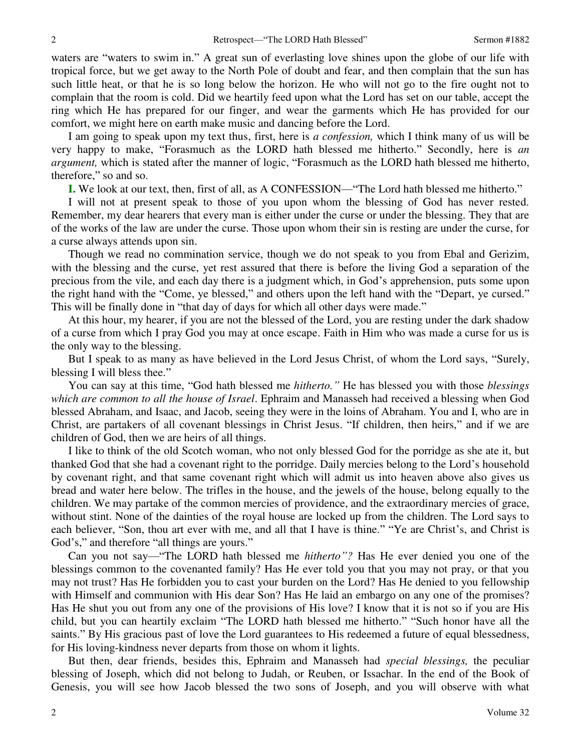waters are "waters to swim in." A great sun of everlasting love shines upon the globe of our life with tropical force, but we get away to the North Pole of doubt and fear, and then complain that the sun has such little heat, or that he is so long below the horizon. He who will not go to the fire ought not to complain that the room is cold. Did we heartily feed upon what the Lord has set on our table, accept the ring which He has prepared for our finger, and wear the garments which He has provided for our comfort, we might here on earth make music and dancing before the Lord.

I am going to speak upon my text thus, first, here is *a confession,* which I think many of us will be very happy to make, "Forasmuch as the LORD hath blessed me hitherto." Secondly, here is *an argument,* which is stated after the manner of logic, "Forasmuch as the LORD hath blessed me hitherto, therefore," so and so.

**I.** We look at our text, then, first of all, as A CONFESSION—"The Lord hath blessed me hitherto."

I will not at present speak to those of you upon whom the blessing of God has never rested. Remember, my dear hearers that every man is either under the curse or under the blessing. They that are of the works of the law are under the curse. Those upon whom their sin is resting are under the curse, for a curse always attends upon sin.

Though we read no commination service, though we do not speak to you from Ebal and Gerizim, with the blessing and the curse, yet rest assured that there is before the living God a separation of the precious from the vile, and each day there is a judgment which, in God's apprehension, puts some upon the right hand with the "Come, ye blessed," and others upon the left hand with the "Depart, ye cursed." This will be finally done in "that day of days for which all other days were made."

At this hour, my hearer, if you are not the blessed of the Lord, you are resting under the dark shadow of a curse from which I pray God you may at once escape. Faith in Him who was made a curse for us is the only way to the blessing.

But I speak to as many as have believed in the Lord Jesus Christ, of whom the Lord says, "Surely, blessing I will bless thee."

You can say at this time, "God hath blessed me *hitherto."* He has blessed you with those *blessings which are common to all the house of Israel*. Ephraim and Manasseh had received a blessing when God blessed Abraham, and Isaac, and Jacob, seeing they were in the loins of Abraham. You and I, who are in Christ, are partakers of all covenant blessings in Christ Jesus. "If children, then heirs," and if we are children of God, then we are heirs of all things.

I like to think of the old Scotch woman, who not only blessed God for the porridge as she ate it, but thanked God that she had a covenant right to the porridge. Daily mercies belong to the Lord's household by covenant right, and that same covenant right which will admit us into heaven above also gives us bread and water here below. The trifles in the house, and the jewels of the house, belong equally to the children. We may partake of the common mercies of providence, and the extraordinary mercies of grace, without stint. None of the dainties of the royal house are locked up from the children. The Lord says to each believer, "Son, thou art ever with me, and all that I have is thine." "Ye are Christ's, and Christ is God's," and therefore "all things are yours."

Can you not say—"The LORD hath blessed me *hitherto"?* Has He ever denied you one of the blessings common to the covenanted family? Has He ever told you that you may not pray, or that you may not trust? Has He forbidden you to cast your burden on the Lord? Has He denied to you fellowship with Himself and communion with His dear Son? Has He laid an embargo on any one of the promises? Has He shut you out from any one of the provisions of His love? I know that it is not so if you are His child, but you can heartily exclaim "The LORD hath blessed me hitherto." "Such honor have all the saints." By His gracious past of love the Lord guarantees to His redeemed a future of equal blessedness, for His loving-kindness never departs from those on whom it lights.

But then, dear friends, besides this, Ephraim and Manasseh had *special blessings,* the peculiar blessing of Joseph, which did not belong to Judah, or Reuben, or Issachar. In the end of the Book of Genesis, you will see how Jacob blessed the two sons of Joseph, and you will observe with what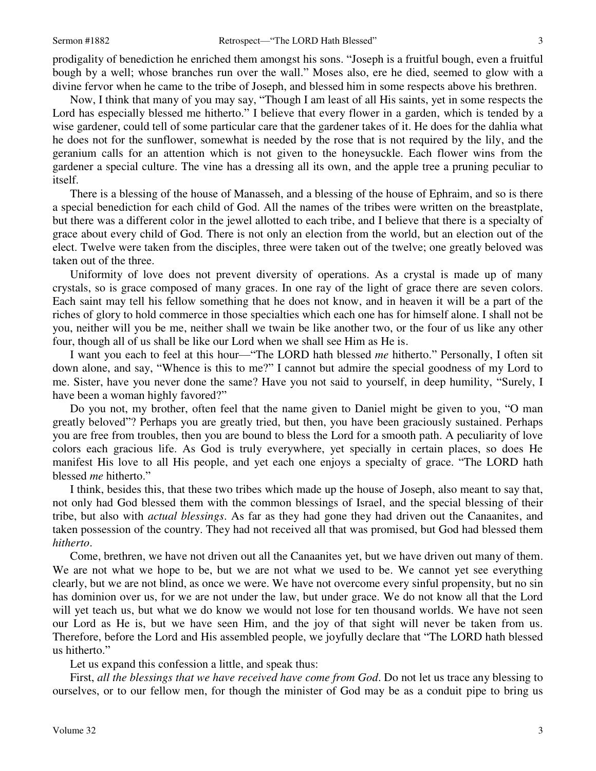prodigality of benediction he enriched them amongst his sons. "Joseph is a fruitful bough, even a fruitful bough by a well; whose branches run over the wall." Moses also, ere he died, seemed to glow with a divine fervor when he came to the tribe of Joseph, and blessed him in some respects above his brethren.

Now, I think that many of you may say, "Though I am least of all His saints, yet in some respects the Lord has especially blessed me hitherto." I believe that every flower in a garden, which is tended by a wise gardener, could tell of some particular care that the gardener takes of it. He does for the dahlia what he does not for the sunflower, somewhat is needed by the rose that is not required by the lily, and the geranium calls for an attention which is not given to the honeysuckle. Each flower wins from the gardener a special culture. The vine has a dressing all its own, and the apple tree a pruning peculiar to itself.

There is a blessing of the house of Manasseh, and a blessing of the house of Ephraim, and so is there a special benediction for each child of God. All the names of the tribes were written on the breastplate, but there was a different color in the jewel allotted to each tribe, and I believe that there is a specialty of grace about every child of God. There is not only an election from the world, but an election out of the elect. Twelve were taken from the disciples, three were taken out of the twelve; one greatly beloved was taken out of the three.

Uniformity of love does not prevent diversity of operations. As a crystal is made up of many crystals, so is grace composed of many graces. In one ray of the light of grace there are seven colors. Each saint may tell his fellow something that he does not know, and in heaven it will be a part of the riches of glory to hold commerce in those specialties which each one has for himself alone. I shall not be you, neither will you be me, neither shall we twain be like another two, or the four of us like any other four, though all of us shall be like our Lord when we shall see Him as He is.

I want you each to feel at this hour—"The LORD hath blessed *me* hitherto." Personally, I often sit down alone, and say, "Whence is this to me?" I cannot but admire the special goodness of my Lord to me. Sister, have you never done the same? Have you not said to yourself, in deep humility, "Surely, I have been a woman highly favored?"

Do you not, my brother, often feel that the name given to Daniel might be given to you, "O man greatly beloved"? Perhaps you are greatly tried, but then, you have been graciously sustained. Perhaps you are free from troubles, then you are bound to bless the Lord for a smooth path. A peculiarity of love colors each gracious life. As God is truly everywhere, yet specially in certain places, so does He manifest His love to all His people, and yet each one enjoys a specialty of grace. "The LORD hath blessed *me* hitherto."

I think, besides this, that these two tribes which made up the house of Joseph, also meant to say that, not only had God blessed them with the common blessings of Israel, and the special blessing of their tribe, but also with *actual blessings*. As far as they had gone they had driven out the Canaanites, and taken possession of the country. They had not received all that was promised, but God had blessed them *hitherto*.

Come, brethren, we have not driven out all the Canaanites yet, but we have driven out many of them. We are not what we hope to be, but we are not what we used to be. We cannot yet see everything clearly, but we are not blind, as once we were. We have not overcome every sinful propensity, but no sin has dominion over us, for we are not under the law, but under grace. We do not know all that the Lord will yet teach us, but what we do know we would not lose for ten thousand worlds. We have not seen our Lord as He is, but we have seen Him, and the joy of that sight will never be taken from us. Therefore, before the Lord and His assembled people, we joyfully declare that "The LORD hath blessed us hitherto."

Let us expand this confession a little, and speak thus:

First, *all the blessings that we have received have come from God*. Do not let us trace any blessing to ourselves, or to our fellow men, for though the minister of God may be as a conduit pipe to bring us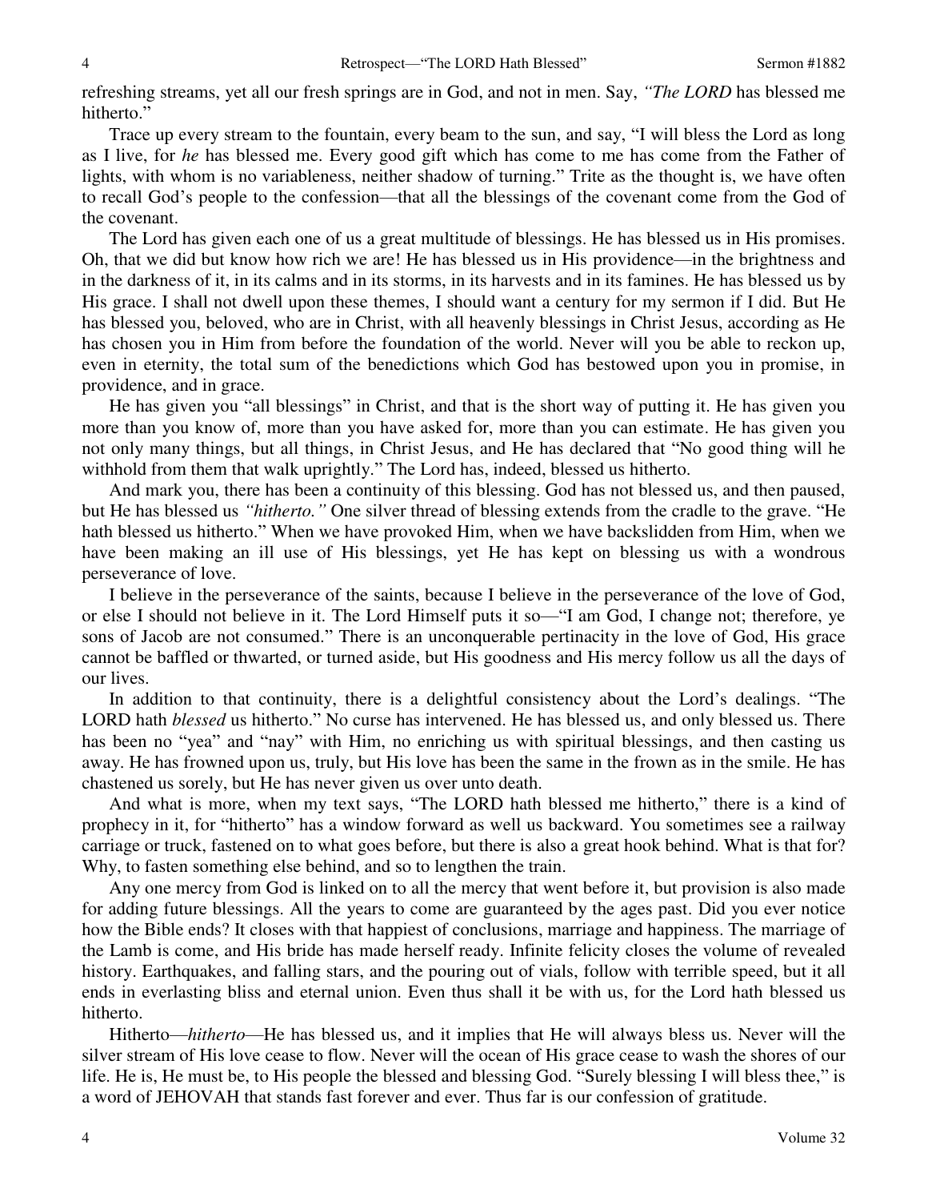refreshing streams, yet all our fresh springs are in God, and not in men. Say, *"The LORD* has blessed me hitherto."

Trace up every stream to the fountain, every beam to the sun, and say, "I will bless the Lord as long as I live, for *he* has blessed me. Every good gift which has come to me has come from the Father of lights, with whom is no variableness, neither shadow of turning." Trite as the thought is, we have often to recall God's people to the confession—that all the blessings of the covenant come from the God of the covenant.

The Lord has given each one of us a great multitude of blessings. He has blessed us in His promises. Oh, that we did but know how rich we are! He has blessed us in His providence—in the brightness and in the darkness of it, in its calms and in its storms, in its harvests and in its famines. He has blessed us by His grace. I shall not dwell upon these themes, I should want a century for my sermon if I did. But He has blessed you, beloved, who are in Christ, with all heavenly blessings in Christ Jesus, according as He has chosen you in Him from before the foundation of the world. Never will you be able to reckon up, even in eternity, the total sum of the benedictions which God has bestowed upon you in promise, in providence, and in grace.

He has given you "all blessings" in Christ, and that is the short way of putting it. He has given you more than you know of, more than you have asked for, more than you can estimate. He has given you not only many things, but all things, in Christ Jesus, and He has declared that "No good thing will he withhold from them that walk uprightly." The Lord has, indeed, blessed us hitherto.

And mark you, there has been a continuity of this blessing. God has not blessed us, and then paused, but He has blessed us *"hitherto."* One silver thread of blessing extends from the cradle to the grave. "He hath blessed us hitherto." When we have provoked Him, when we have backslidden from Him, when we have been making an ill use of His blessings, yet He has kept on blessing us with a wondrous perseverance of love.

I believe in the perseverance of the saints, because I believe in the perseverance of the love of God, or else I should not believe in it. The Lord Himself puts it so—"I am God, I change not; therefore, ye sons of Jacob are not consumed." There is an unconquerable pertinacity in the love of God, His grace cannot be baffled or thwarted, or turned aside, but His goodness and His mercy follow us all the days of our lives.

In addition to that continuity, there is a delightful consistency about the Lord's dealings. "The LORD hath *blessed* us hitherto." No curse has intervened. He has blessed us, and only blessed us. There has been no "yea" and "nay" with Him, no enriching us with spiritual blessings, and then casting us away. He has frowned upon us, truly, but His love has been the same in the frown as in the smile. He has chastened us sorely, but He has never given us over unto death.

And what is more, when my text says, "The LORD hath blessed me hitherto," there is a kind of prophecy in it, for "hitherto" has a window forward as well us backward. You sometimes see a railway carriage or truck, fastened on to what goes before, but there is also a great hook behind. What is that for? Why, to fasten something else behind, and so to lengthen the train.

Any one mercy from God is linked on to all the mercy that went before it, but provision is also made for adding future blessings. All the years to come are guaranteed by the ages past. Did you ever notice how the Bible ends? It closes with that happiest of conclusions, marriage and happiness. The marriage of the Lamb is come, and His bride has made herself ready. Infinite felicity closes the volume of revealed history. Earthquakes, and falling stars, and the pouring out of vials, follow with terrible speed, but it all ends in everlasting bliss and eternal union. Even thus shall it be with us, for the Lord hath blessed us hitherto.

Hitherto—*hitherto*—He has blessed us, and it implies that He will always bless us. Never will the silver stream of His love cease to flow. Never will the ocean of His grace cease to wash the shores of our life. He is, He must be, to His people the blessed and blessing God. "Surely blessing I will bless thee," is a word of JEHOVAH that stands fast forever and ever. Thus far is our confession of gratitude.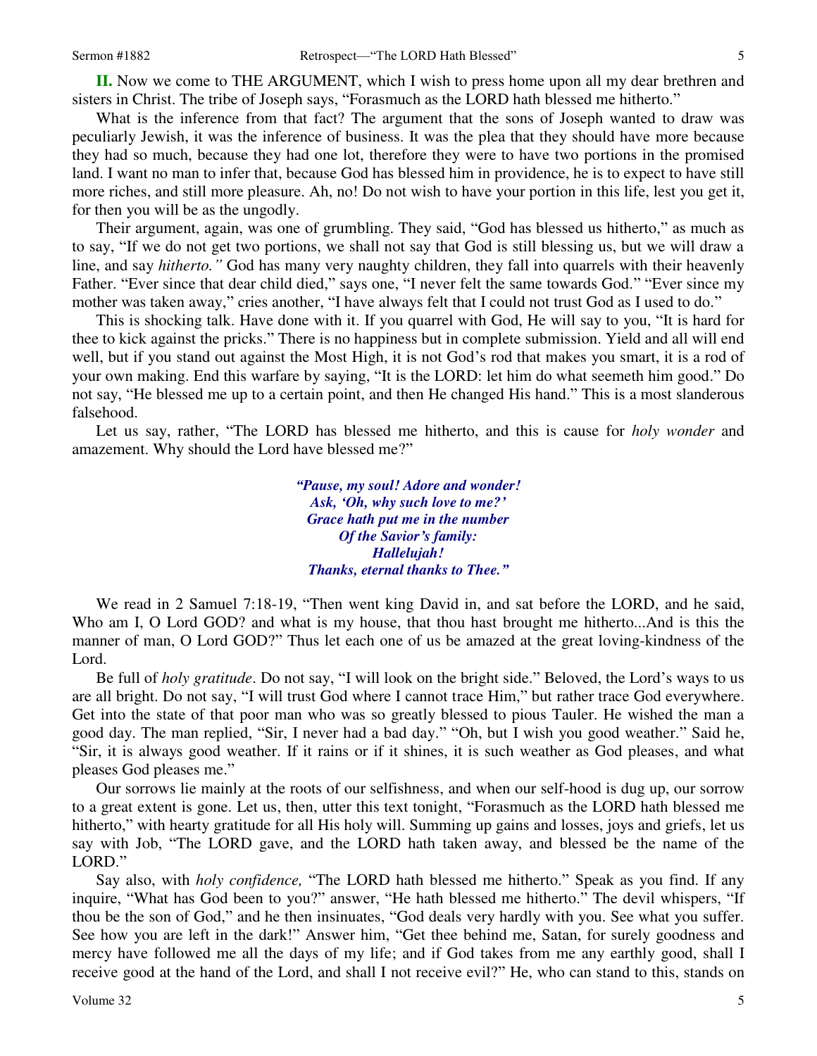**II.** Now we come to THE ARGUMENT, which I wish to press home upon all my dear brethren and sisters in Christ. The tribe of Joseph says, "Forasmuch as the LORD hath blessed me hitherto."

What is the inference from that fact? The argument that the sons of Joseph wanted to draw was peculiarly Jewish, it was the inference of business. It was the plea that they should have more because they had so much, because they had one lot, therefore they were to have two portions in the promised land. I want no man to infer that, because God has blessed him in providence, he is to expect to have still more riches, and still more pleasure. Ah, no! Do not wish to have your portion in this life, lest you get it, for then you will be as the ungodly.

Their argument, again, was one of grumbling. They said, "God has blessed us hitherto," as much as to say, "If we do not get two portions, we shall not say that God is still blessing us, but we will draw a line, and say *hitherto."* God has many very naughty children, they fall into quarrels with their heavenly Father. "Ever since that dear child died," says one, "I never felt the same towards God." "Ever since my mother was taken away," cries another, "I have always felt that I could not trust God as I used to do."

This is shocking talk. Have done with it. If you quarrel with God, He will say to you, "It is hard for thee to kick against the pricks." There is no happiness but in complete submission. Yield and all will end well, but if you stand out against the Most High, it is not God's rod that makes you smart, it is a rod of your own making. End this warfare by saying, "It is the LORD: let him do what seemeth him good." Do not say, "He blessed me up to a certain point, and then He changed His hand." This is a most slanderous falsehood.

Let us say, rather, "The LORD has blessed me hitherto, and this is cause for *holy wonder* and amazement. Why should the Lord have blessed me?"

> ***"Pause, my soul! Adore and wonder!***
> ***Ask, 'Oh, why such love to me?'***
> ***Grace hath put me in the number***
> ***Of the Savior's family:***
> ***Hallelujah!***
> ***Thanks, eternal thanks to Thee."***

We read in 2 Samuel 7:18-19, "Then went king David in, and sat before the LORD, and he said, Who am I, O Lord GOD? and what is my house, that thou hast brought me hitherto...And is this the manner of man, O Lord GOD?" Thus let each one of us be amazed at the great loving-kindness of the Lord.

Be full of *holy gratitude*. Do not say, "I will look on the bright side." Beloved, the Lord's ways to us are all bright. Do not say, "I will trust God where I cannot trace Him," but rather trace God everywhere. Get into the state of that poor man who was so greatly blessed to pious Tauler. He wished the man a good day. The man replied, "Sir, I never had a bad day." "Oh, but I wish you good weather." Said he, "Sir, it is always good weather. If it rains or if it shines, it is such weather as God pleases, and what pleases God pleases me."

Our sorrows lie mainly at the roots of our selfishness, and when our self-hood is dug up, our sorrow to a great extent is gone. Let us, then, utter this text tonight, "Forasmuch as the LORD hath blessed me hitherto," with hearty gratitude for all His holy will. Summing up gains and losses, joys and griefs, let us say with Job, "The LORD gave, and the LORD hath taken away, and blessed be the name of the LORD."

Say also, with *holy confidence,* "The LORD hath blessed me hitherto." Speak as you find. If any inquire, "What has God been to you?" answer, "He hath blessed me hitherto." The devil whispers, "If thou be the son of God," and he then insinuates, "God deals very hardly with you. See what you suffer. See how you are left in the dark!" Answer him, "Get thee behind me, Satan, for surely goodness and mercy have followed me all the days of my life; and if God takes from me any earthly good, shall I receive good at the hand of the Lord, and shall I not receive evil?" He, who can stand to this, stands on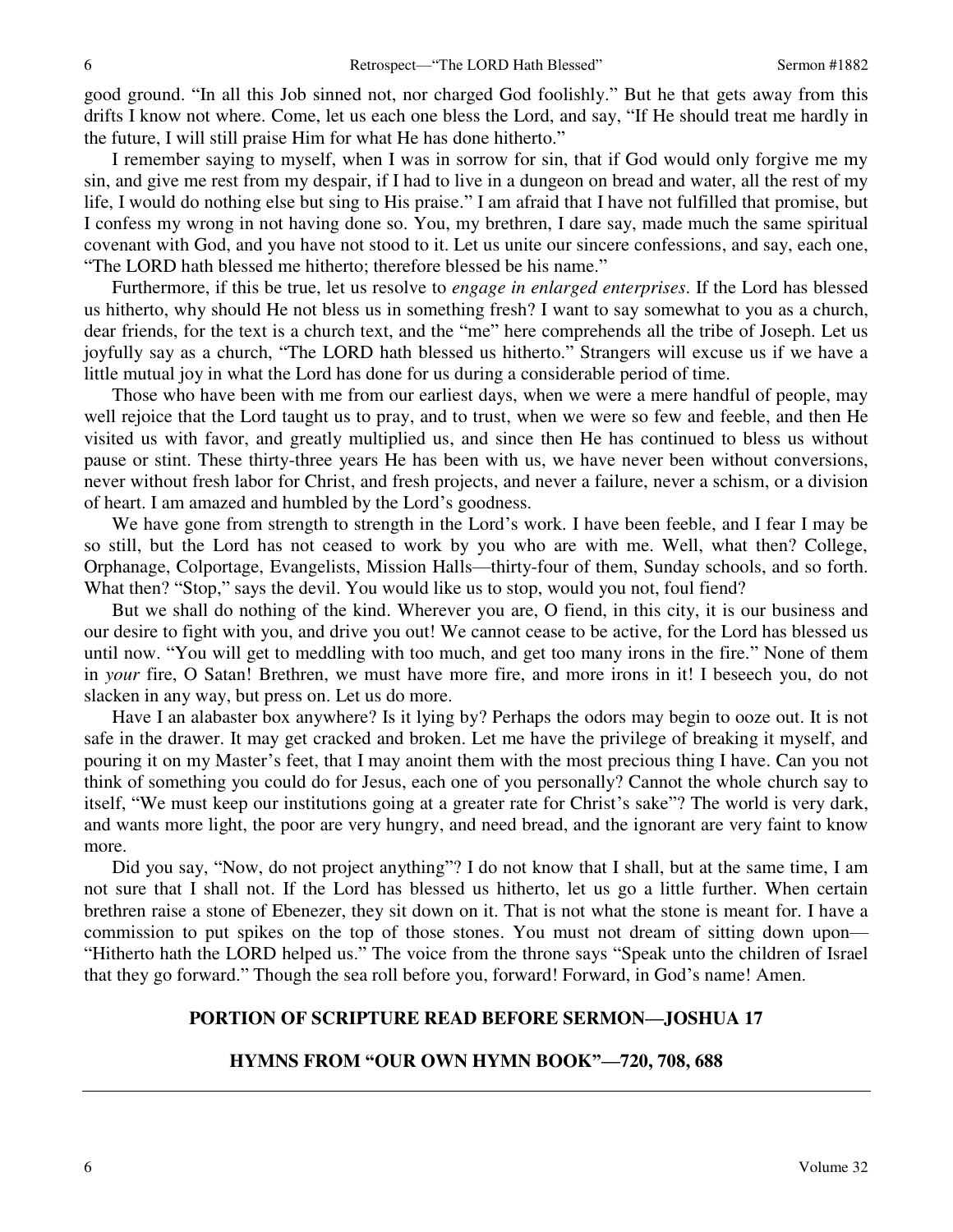good ground. "In all this Job sinned not, nor charged God foolishly." But he that gets away from this drifts I know not where. Come, let us each one bless the Lord, and say, "If He should treat me hardly in the future, I will still praise Him for what He has done hitherto."

I remember saying to myself, when I was in sorrow for sin, that if God would only forgive me my sin, and give me rest from my despair, if I had to live in a dungeon on bread and water, all the rest of my life, I would do nothing else but sing to His praise." I am afraid that I have not fulfilled that promise, but I confess my wrong in not having done so. You, my brethren, I dare say, made much the same spiritual covenant with God, and you have not stood to it. Let us unite our sincere confessions, and say, each one, "The LORD hath blessed me hitherto; therefore blessed be his name."

Furthermore, if this be true, let us resolve to *engage in enlarged enterprises*. If the Lord has blessed us hitherto, why should He not bless us in something fresh? I want to say somewhat to you as a church, dear friends, for the text is a church text, and the "me" here comprehends all the tribe of Joseph. Let us joyfully say as a church, "The LORD hath blessed us hitherto." Strangers will excuse us if we have a little mutual joy in what the Lord has done for us during a considerable period of time.

Those who have been with me from our earliest days, when we were a mere handful of people, may well rejoice that the Lord taught us to pray, and to trust, when we were so few and feeble, and then He visited us with favor, and greatly multiplied us, and since then He has continued to bless us without pause or stint. These thirty-three years He has been with us, we have never been without conversions, never without fresh labor for Christ, and fresh projects, and never a failure, never a schism, or a division of heart. I am amazed and humbled by the Lord's goodness.

We have gone from strength to strength in the Lord's work. I have been feeble, and I fear I may be so still, but the Lord has not ceased to work by you who are with me. Well, what then? College, Orphanage, Colportage, Evangelists, Mission Halls—thirty-four of them, Sunday schools, and so forth. What then? "Stop," says the devil. You would like us to stop, would you not, foul fiend?

But we shall do nothing of the kind. Wherever you are, O fiend, in this city, it is our business and our desire to fight with you, and drive you out! We cannot cease to be active, for the Lord has blessed us until now. "You will get to meddling with too much, and get too many irons in the fire." None of them in *your* fire, O Satan! Brethren, we must have more fire, and more irons in it! I beseech you, do not slacken in any way, but press on. Let us do more.

Have I an alabaster box anywhere? Is it lying by? Perhaps the odors may begin to ooze out. It is not safe in the drawer. It may get cracked and broken. Let me have the privilege of breaking it myself, and pouring it on my Master's feet, that I may anoint them with the most precious thing I have. Can you not think of something you could do for Jesus, each one of you personally? Cannot the whole church say to itself, "We must keep our institutions going at a greater rate for Christ's sake"? The world is very dark, and wants more light, the poor are very hungry, and need bread, and the ignorant are very faint to know more.

Did you say, "Now, do not project anything"? I do not know that I shall, but at the same time, I am not sure that I shall not. If the Lord has blessed us hitherto, let us go a little further. When certain brethren raise a stone of Ebenezer, they sit down on it. That is not what the stone is meant for. I have a commission to put spikes on the top of those stones. You must not dream of sitting down upon—"Hitherto hath the LORD helped us." The voice from the throne says "Speak unto the children of Israel that they go forward." Though the sea roll before you, forward! Forward, in God's name! Amen.

## PORTION OF SCRIPTURE READ BEFORE SERMON—JOSHUA 17

## HYMNS FROM "OUR OWN HYMN BOOK"—720, 708, 688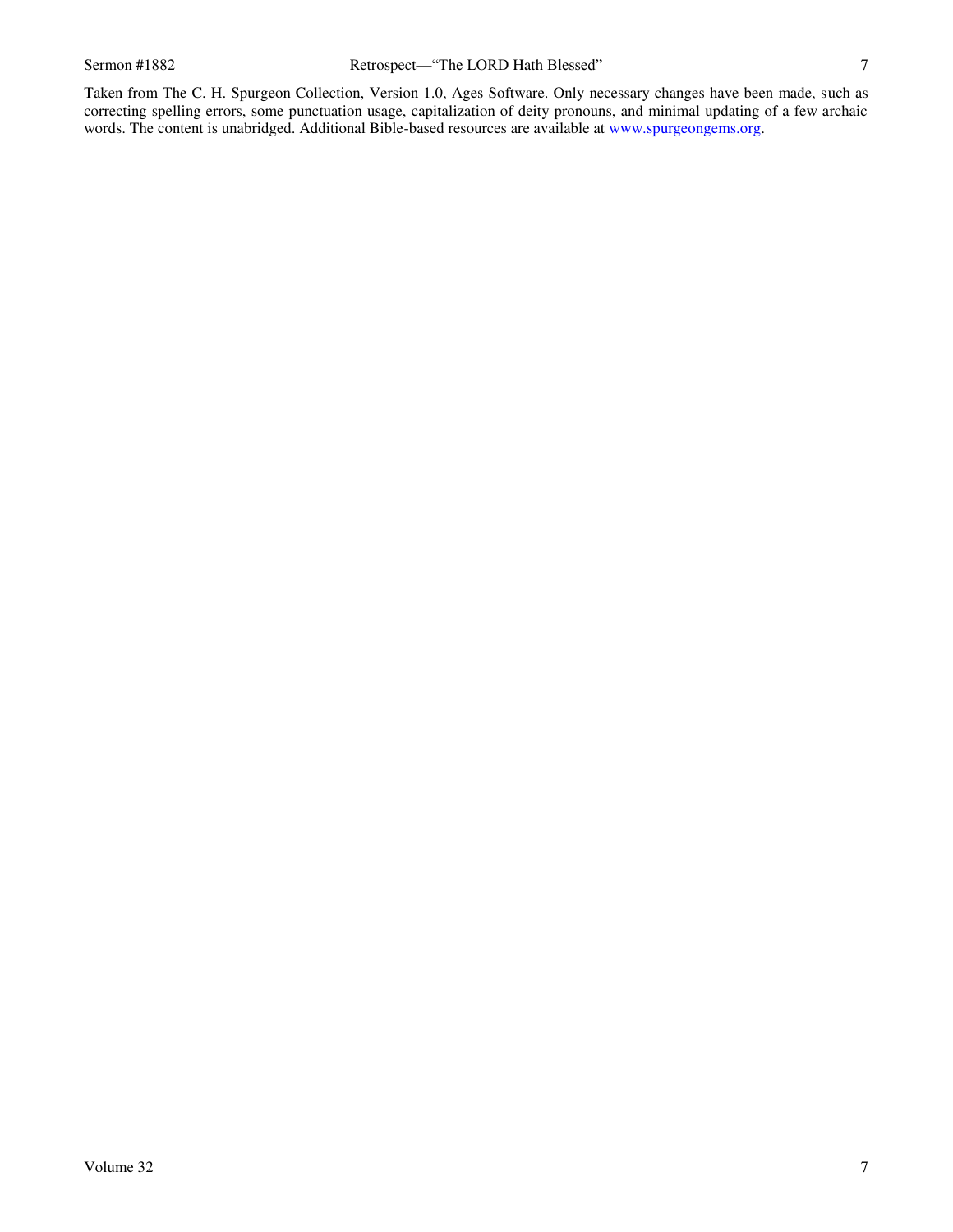Taken from The C. H. Spurgeon Collection, Version 1.0, Ages Software. Only necessary changes have been made, such as correcting spelling errors, some punctuation usage, capitalization of deity pronouns, and minimal updating of a few archaic words. The content is unabridged. Additional Bible-based resources are available at www.spurgeongems.org.